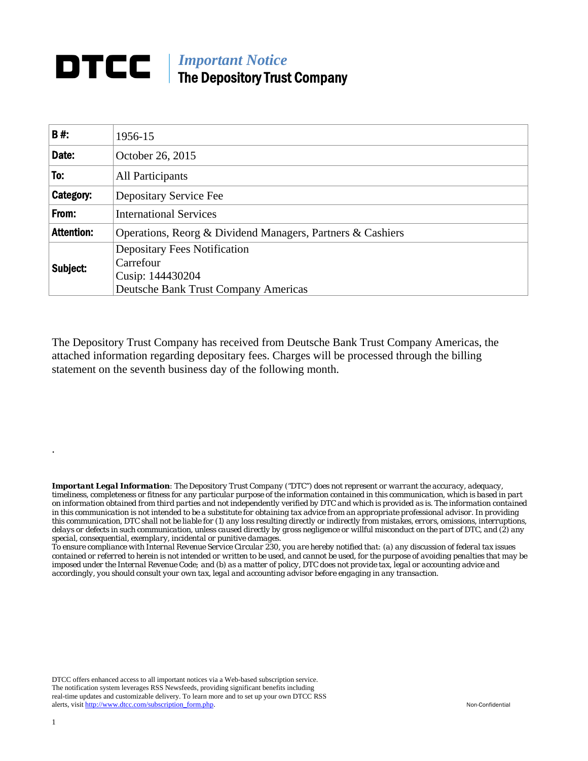# DTCC

*Important Notice*
**The Depository Trust Company**

| | |
|---|---|
| **B #:** | 1956-15 |
| **Date:** | October 26, 2015 |
| **To:** | All Participants |
| **Category:** | Depositary Service Fee |
| **From:** | International Services |
| **Attention:** | Operations, Reorg & Dividend Managers, Partners & Cashiers |
| **Subject:** | Depositary Fees Notification<br>Carrefour<br>Cusip: 144430204<br>Deutsche Bank Trust Company Americas |

The Depository Trust Company has received from Deutsche Bank Trust Company Americas, the attached information regarding depositary fees. Charges will be processed through the billing statement on the seventh business day of the following month.

.

***Important Legal Information***: *The Depository Trust Company ("DTC") does not represent or warrant the accuracy, adequacy, timeliness, completeness or fitness for any particular purpose of the information contained in this communication, which is based in part on information obtained from third parties and not independently verified by DTC and which is provided as is. The information contained in this communication is not intended to be a substitute for obtaining tax advice from an appropriate professional advisor. In providing this communication, DTC shall not be liable for (1) any loss resulting directly or indirectly from mistakes, errors, omissions, interruptions, delays or defects in such communication, unless caused directly by gross negligence or willful misconduct on the part of DTC, and (2) any special, consequential, exemplary, incidental or punitive damages.*
*To ensure compliance with Internal Revenue Service Circular 230, you are hereby notified that: (a) any discussion of federal tax issues contained or referred to herein is not intended or written to be used, and cannot be used, for the purpose of avoiding penalties that may be imposed under the Internal Revenue Code; and (b) as a matter of policy, DTC does not provide tax, legal or accounting advice and accordingly, you should consult your own tax, legal and accounting advisor before engaging in any transaction.*

DTCC offers enhanced access to all important notices via a Web-based subscription service. The notification system leverages RSS Newsfeeds, providing significant benefits including real-time updates and customizable delivery. To learn more and to set up your own DTCC RSS alerts, visit http://www.dtcc.com/subscription_form.php.

Non-Confidential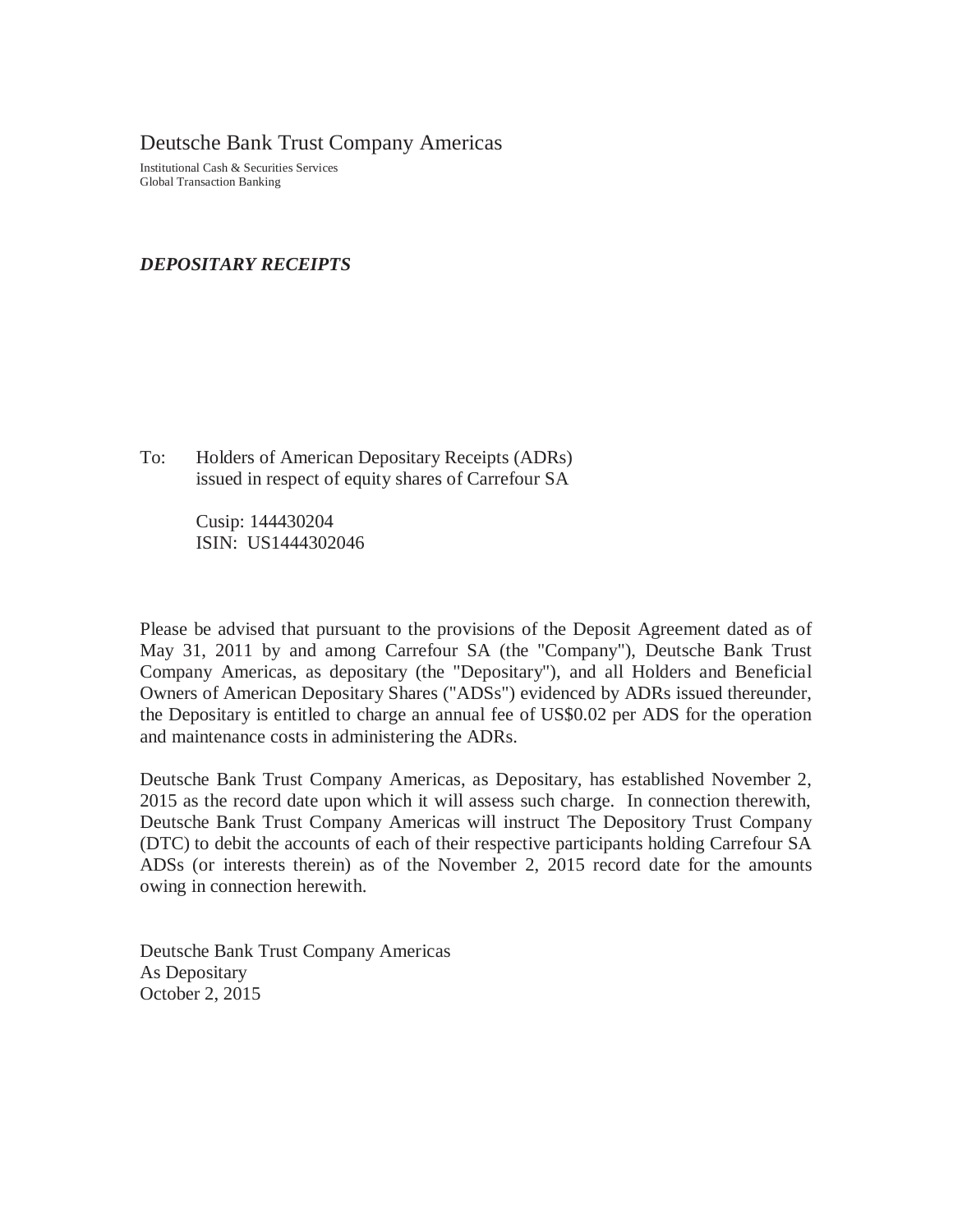# Deutsche Bank Trust Company Americas

Institutional Cash & Securities Services
Global Transaction Banking

***DEPOSITARY RECEIPTS***

To: Holders of American Depositary Receipts (ADRs) issued in respect of equity shares of Carrefour SA

Cusip: 144430204
ISIN: US1444302046

Please be advised that pursuant to the provisions of the Deposit Agreement dated as of May 31, 2011 by and among Carrefour SA (the "Company"), Deutsche Bank Trust Company Americas, as depositary (the "Depositary"), and all Holders and Beneficial Owners of American Depositary Shares ("ADSs") evidenced by ADRs issued thereunder, the Depositary is entitled to charge an annual fee of US$0.02 per ADS for the operation and maintenance costs in administering the ADRs.

Deutsche Bank Trust Company Americas, as Depositary, has established November 2, 2015 as the record date upon which it will assess such charge. In connection therewith, Deutsche Bank Trust Company Americas will instruct The Depository Trust Company (DTC) to debit the accounts of each of their respective participants holding Carrefour SA ADSs (or interests therein) as of the November 2, 2015 record date for the amounts owing in connection herewith.

Deutsche Bank Trust Company Americas
As Depositary
October 2, 2015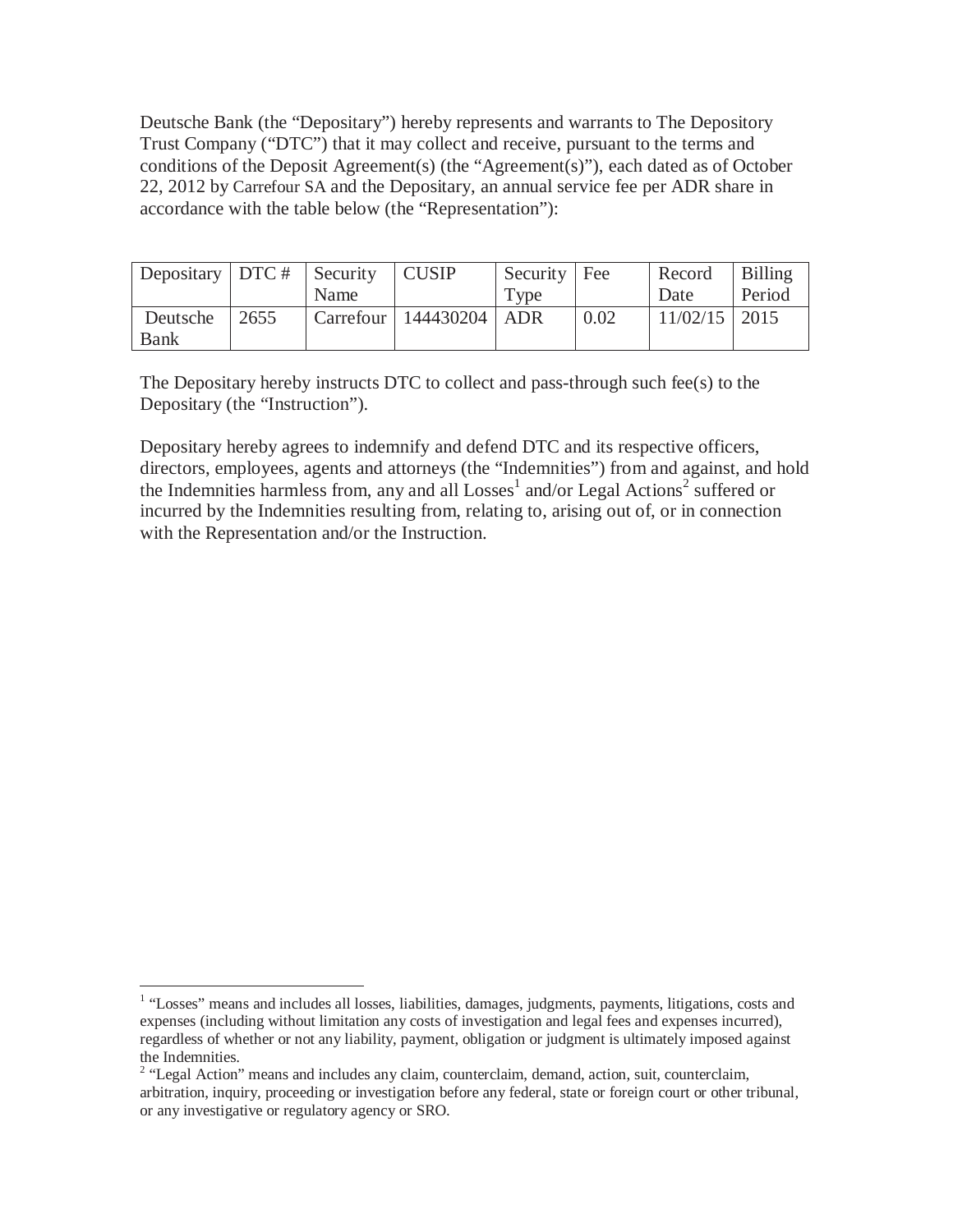Deutsche Bank (the "Depositary") hereby represents and warrants to The Depository Trust Company ("DTC") that it may collect and receive, pursuant to the terms and conditions of the Deposit Agreement(s) (the "Agreement(s)"), each dated as of October 22, 2012 by Carrefour SA and the Depositary, an annual service fee per ADR share in accordance with the table below (the "Representation"):

| Depositary | DTC # | Security Name | CUSIP | Security Type | Fee | Record Date | Billing Period |
|---|---|---|---|---|---|---|---|
| Deutsche Bank | 2655 | Carrefour | 144430204 | ADR | 0.02 | 11/02/15 | 2015 |

The Depositary hereby instructs DTC to collect and pass-through such fee(s) to the Depositary (the "Instruction").

Depositary hereby agrees to indemnify and defend DTC and its respective officers, directors, employees, agents and attorneys (the "Indemnities") from and against, and hold the Indemnities harmless from, any and all Losses[1] and/or Legal Actions[2] suffered or incurred by the Indemnities resulting from, relating to, arising out of, or in connection with the Representation and/or the Instruction.

---

[1] "Losses" means and includes all losses, liabilities, damages, judgments, payments, litigations, costs and expenses (including without limitation any costs of investigation and legal fees and expenses incurred), regardless of whether or not any liability, payment, obligation or judgment is ultimately imposed against the Indemnities.

[2] "Legal Action" means and includes any claim, counterclaim, demand, action, suit, counterclaim, arbitration, inquiry, proceeding or investigation before any federal, state or foreign court or other tribunal, or any investigative or regulatory agency or SRO.